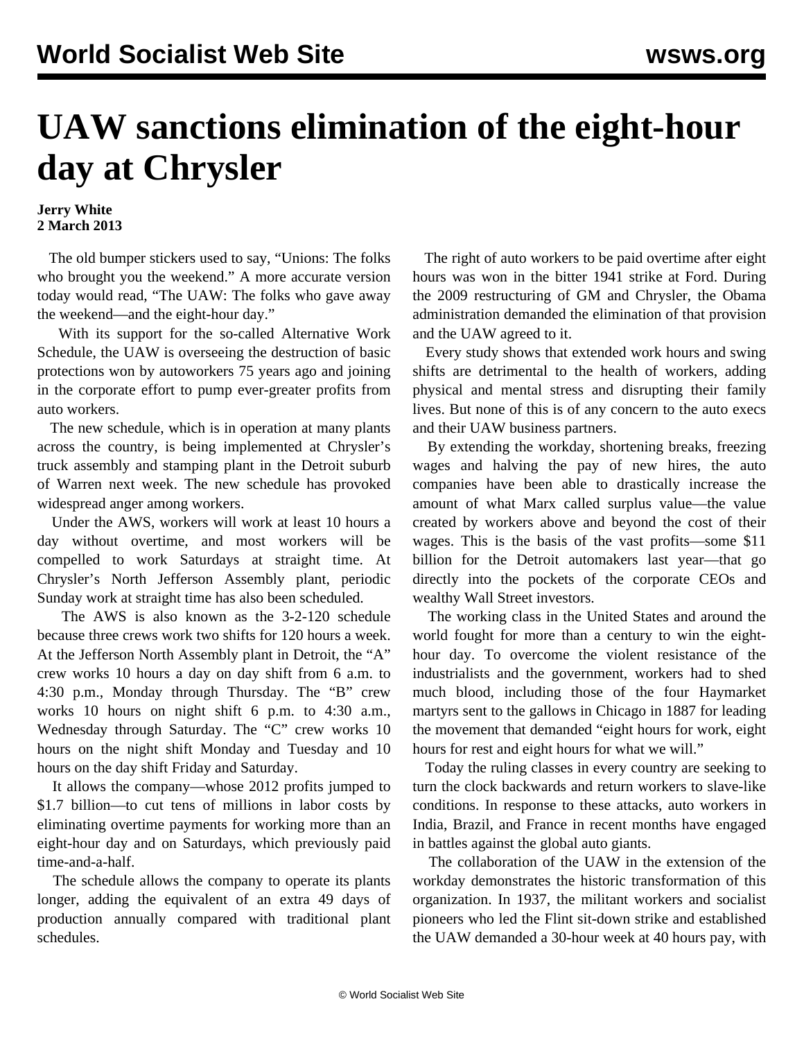# UAW sanctions elimination of the eight-hour day at Chrysler

**Jerry White**
**2 March 2013**

The old bumper stickers used to say, "Unions: The folks who brought you the weekend." A more accurate version today would read, "The UAW: The folks who gave away the weekend—and the eight-hour day."

With its support for the so-called Alternative Work Schedule, the UAW is overseeing the destruction of basic protections won by autoworkers 75 years ago and joining in the corporate effort to pump ever-greater profits from auto workers.

The new schedule, which is in operation at many plants across the country, is being implemented at Chrysler's truck assembly and stamping plant in the Detroit suburb of Warren next week. The new schedule has provoked widespread anger among workers.

Under the AWS, workers will work at least 10 hours a day without overtime, and most workers will be compelled to work Saturdays at straight time. At Chrysler's North Jefferson Assembly plant, periodic Sunday work at straight time has also been scheduled.

The AWS is also known as the 3-2-120 schedule because three crews work two shifts for 120 hours a week. At the Jefferson North Assembly plant in Detroit, the "A" crew works 10 hours a day on day shift from 6 a.m. to 4:30 p.m., Monday through Thursday. The "B" crew works 10 hours on night shift 6 p.m. to 4:30 a.m., Wednesday through Saturday. The "C" crew works 10 hours on the night shift Monday and Tuesday and 10 hours on the day shift Friday and Saturday.

It allows the company—whose 2012 profits jumped to $1.7 billion—to cut tens of millions in labor costs by eliminating overtime payments for working more than an eight-hour day and on Saturdays, which previously paid time-and-a-half.

The schedule allows the company to operate its plants longer, adding the equivalent of an extra 49 days of production annually compared with traditional plant schedules.

The right of auto workers to be paid overtime after eight hours was won in the bitter 1941 strike at Ford. During the 2009 restructuring of GM and Chrysler, the Obama administration demanded the elimination of that provision and the UAW agreed to it.

Every study shows that extended work hours and swing shifts are detrimental to the health of workers, adding physical and mental stress and disrupting their family lives. But none of this is of any concern to the auto execs and their UAW business partners.

By extending the workday, shortening breaks, freezing wages and halving the pay of new hires, the auto companies have been able to drastically increase the amount of what Marx called surplus value—the value created by workers above and beyond the cost of their wages. This is the basis of the vast profits—some $11 billion for the Detroit automakers last year—that go directly into the pockets of the corporate CEOs and wealthy Wall Street investors.

The working class in the United States and around the world fought for more than a century to win the eight-hour day. To overcome the violent resistance of the industrialists and the government, workers had to shed much blood, including those of the four Haymarket martyrs sent to the gallows in Chicago in 1887 for leading the movement that demanded "eight hours for work, eight hours for rest and eight hours for what we will."

Today the ruling classes in every country are seeking to turn the clock backwards and return workers to slave-like conditions. In response to these attacks, auto workers in India, Brazil, and France in recent months have engaged in battles against the global auto giants.

The collaboration of the UAW in the extension of the workday demonstrates the historic transformation of this organization. In 1937, the militant workers and socialist pioneers who led the Flint sit-down strike and established the UAW demanded a 30-hour week at 40 hours pay, with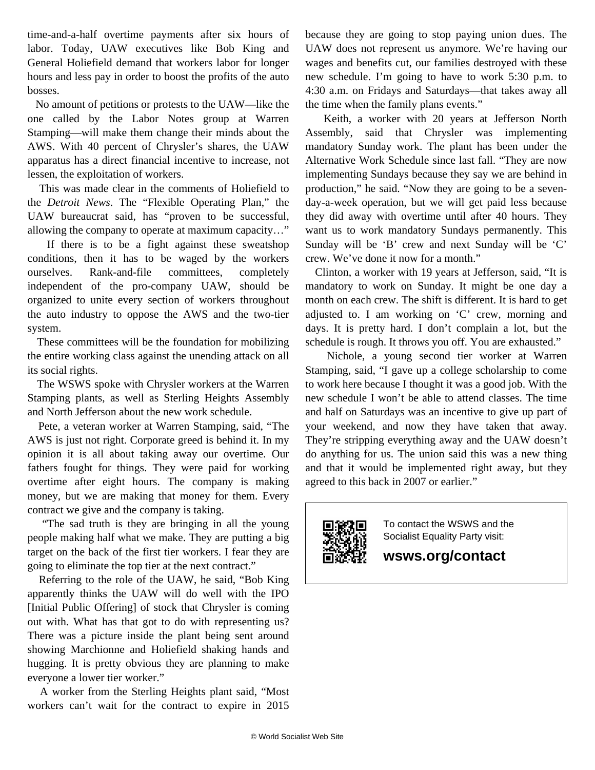time-and-a-half overtime payments after six hours of labor. Today, UAW executives like Bob King and General Holiefield demand that workers labor for longer hours and less pay in order to boost the profits of the auto bosses.

No amount of petitions or protests to the UAW—like the one called by the Labor Notes group at Warren Stamping—will make them change their minds about the AWS. With 40 percent of Chrysler's shares, the UAW apparatus has a direct financial incentive to increase, not lessen, the exploitation of workers.

This was made clear in the comments of Holiefield to the *Detroit News*. The "Flexible Operating Plan," the UAW bureaucrat said, has "proven to be successful, allowing the company to operate at maximum capacity…"

If there is to be a fight against these sweatshop conditions, then it has to be waged by the workers ourselves. Rank-and-file committees, completely independent of the pro-company UAW, should be organized to unite every section of workers throughout the auto industry to oppose the AWS and the two-tier system.

These committees will be the foundation for mobilizing the entire working class against the unending attack on all its social rights.

The WSWS spoke with Chrysler workers at the Warren Stamping plants, as well as Sterling Heights Assembly and North Jefferson about the new work schedule.

Pete, a veteran worker at Warren Stamping, said, "The AWS is just not right. Corporate greed is behind it. In my opinion it is all about taking away our overtime. Our fathers fought for things. They were paid for working overtime after eight hours. The company is making money, but we are making that money for them. Every contract we give and the company is taking.

"The sad truth is they are bringing in all the young people making half what we make. They are putting a big target on the back of the first tier workers. I fear they are going to eliminate the top tier at the next contract."

Referring to the role of the UAW, he said, "Bob King apparently thinks the UAW will do well with the IPO [Initial Public Offering] of stock that Chrysler is coming out with. What has that got to do with representing us? There was a picture inside the plant being sent around showing Marchionne and Holiefield shaking hands and hugging. It is pretty obvious they are planning to make everyone a lower tier worker."

A worker from the Sterling Heights plant said, "Most workers can't wait for the contract to expire in 2015 because they are going to stop paying union dues. The UAW does not represent us anymore. We're having our wages and benefits cut, our families destroyed with these new schedule. I'm going to have to work 5:30 p.m. to 4:30 a.m. on Fridays and Saturdays—that takes away all the time when the family plans events."

Keith, a worker with 20 years at Jefferson North Assembly, said that Chrysler was implementing mandatory Sunday work. The plant has been under the Alternative Work Schedule since last fall. "They are now implementing Sundays because they say we are behind in production," he said. "Now they are going to be a seven-day-a-week operation, but we will get paid less because they did away with overtime until after 40 hours. They want us to work mandatory Sundays permanently. This Sunday will be 'B' crew and next Sunday will be 'C' crew. We've done it now for a month."

Clinton, a worker with 19 years at Jefferson, said, "It is mandatory to work on Sunday. It might be one day a month on each crew. The shift is different. It is hard to get adjusted to. I am working on 'C' crew, morning and days. It is pretty hard. I don't complain a lot, but the schedule is rough. It throws you off. You are exhausted."

Nichole, a young second tier worker at Warren Stamping, said, "I gave up a college scholarship to come to work here because I thought it was a good job. With the new schedule I won't be able to attend classes. The time and half on Saturdays was an incentive to give up part of your weekend, and now they have taken that away. They're stripping everything away and the UAW doesn't do anything for us. The union said this was a new thing and that it would be implemented right away, but they agreed to this back in 2007 or earlier."

To contact the WSWS and the Socialist Equality Party visit:

**wsws.org/contact**